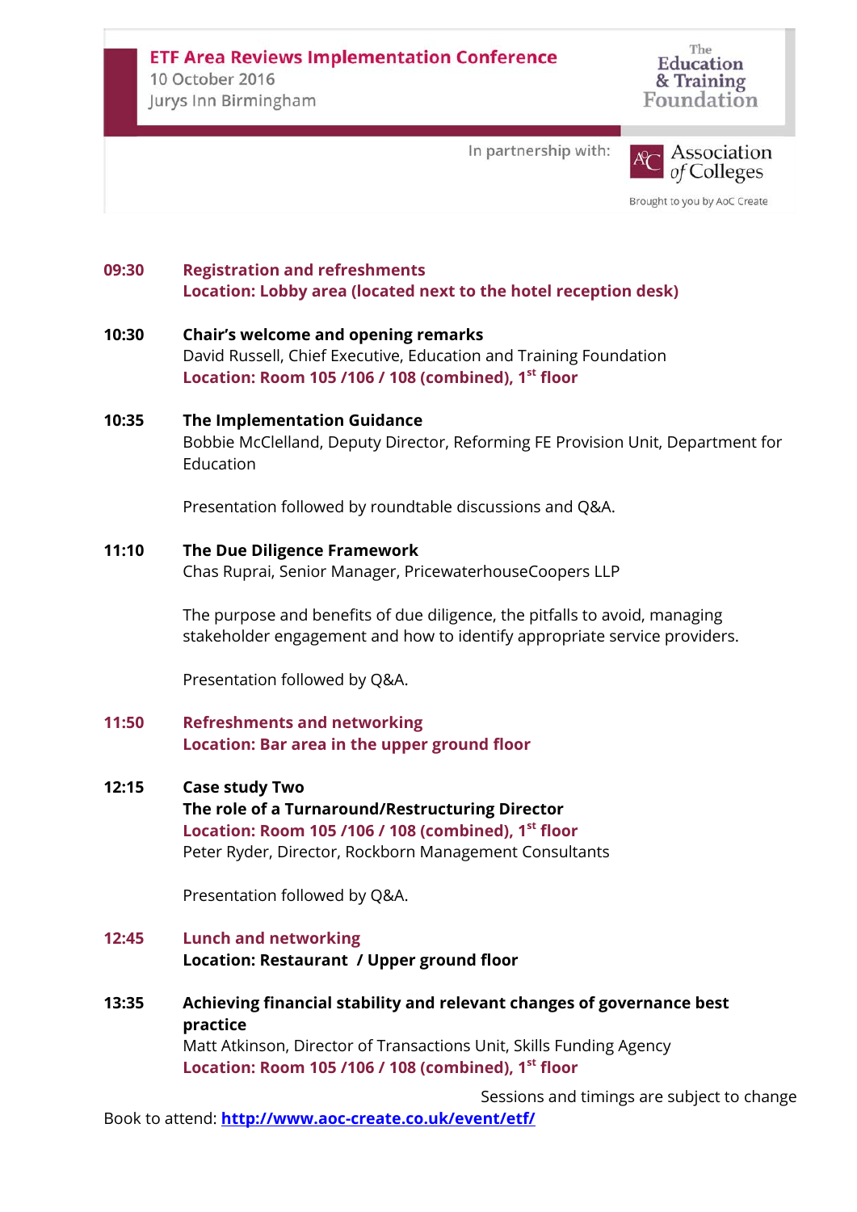# ETF Area Reviews Implementation Conference

10 October 2016

Jurys Inn Birmingham

The Education & Training Foundation

In partnership with: Association of Colleges

Brought to you by AoC Create

**09:30** **Registration and refreshments**
**Location: Lobby area (located next to the hotel reception desk)**

**10:30** **Chair's welcome and opening remarks**
David Russell, Chief Executive, Education and Training Foundation
**Location: Room 105 /106 / 108 (combined), 1st floor**

**10:35** **The Implementation Guidance**
Bobbie McClelland, Deputy Director, Reforming FE Provision Unit, Department for Education

Presentation followed by roundtable discussions and Q&A.

**11:10** **The Due Diligence Framework**
Chas Ruprai, Senior Manager, PricewaterhouseCoopers LLP

The purpose and benefits of due diligence, the pitfalls to avoid, managing stakeholder engagement and how to identify appropriate service providers.

Presentation followed by Q&A.

**11:50** **Refreshments and networking**
**Location: Bar area in the upper ground floor**

**12:15** **Case study Two**
**The role of a Turnaround/Restructuring Director**
**Location: Room 105 /106 / 108 (combined), 1st floor**
Peter Ryder, Director, Rockborn Management Consultants

Presentation followed by Q&A.

**12:45** **Lunch and networking**
**Location: Restaurant / Upper ground floor**

**13:35** **Achieving financial stability and relevant changes of governance best practice**
Matt Atkinson, Director of Transactions Unit, Skills Funding Agency
**Location: Room 105 /106 / 108 (combined), 1st floor**

Sessions and timings are subject to change

Book to attend: **http://www.aoc-create.co.uk/event/etf/**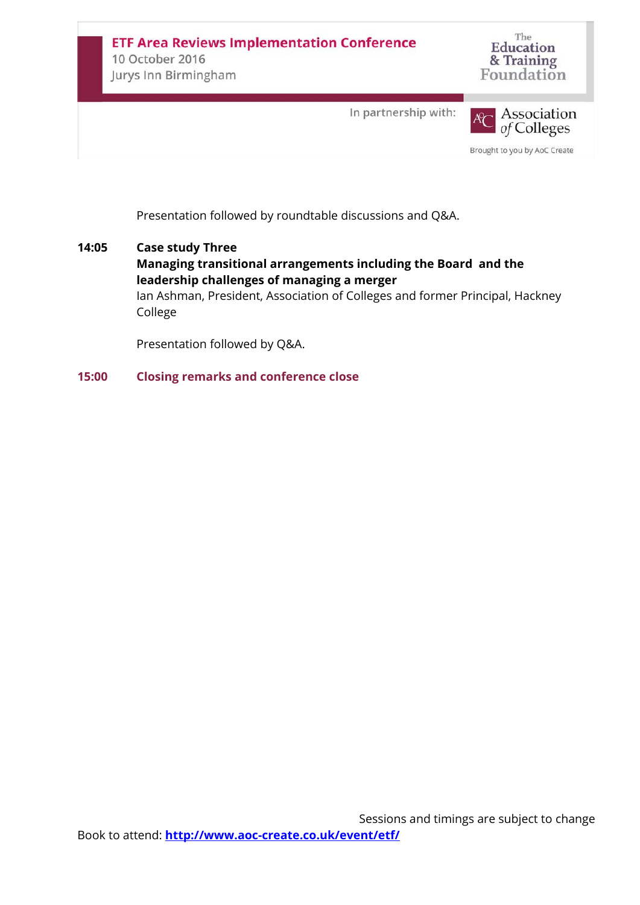Presentation followed by roundtable discussions and Q&A.

**14:05** **Case study Three**

**Managing transitional arrangements including the Board and the leadership challenges of managing a merger**

Ian Ashman, President, Association of Colleges and former Principal, Hackney College

Presentation followed by Q&A.

**15:00** **Closing remarks and conference close**

Sessions and timings are subject to change

Book to attend: **http://www.aoc-create.co.uk/event/etf/**